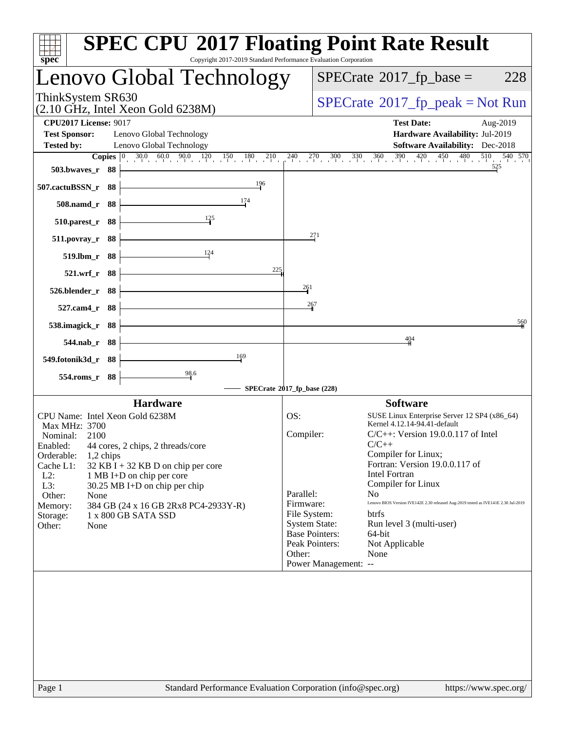# SPEC CPU 2017 Floating Point Rate Result

Copyright 2017-2019 Standard Performance Evaluation Corporation

## Lenovo Global Technology

ThinkSystem SR630
(2.10 GHz, Intel Xeon Gold 6238M)

SPECrate 2017_fp_base = 228

SPECrate 2017_fp_peak = Not Run

**CPU2017 License:** 9017
**Test Sponsor:** Lenovo Global Technology
**Tested by:** Lenovo Global Technology

**Test Date:** Aug-2019
**Hardware Availability:** Jul-2019
**Software Availability:** Dec-2018

| Benchmark | Copies | SPECrate 2017_fp_base (228) |
|---|---|---|
| 503.bwaves_r | 88 | 525 |
| 507.cactuBSSN_r | 88 | 196 |
| 508.namd_r | 88 | 174 |
| 510.parest_r | 88 | 125 |
| 511.povray_r | 88 | 271 |
| 519.lbm_r | 88 | 124 |
| 521.wrf_r | 88 | 225 |
| 526.blender_r | 88 | 261 |
| 527.cam4_r | 88 | 267 |
| 538.imagick_r | 88 | 560 |
| 544.nab_r | 88 | 404 |
| 549.fotonik3d_r | 88 | 169 |
| 554.roms_r | 88 | 98.6 |

### Hardware

| | |
|---|---|
| CPU Name: | Intel Xeon Gold 6238M |
| Max MHz: | 3700 |
| Nominal: | 2100 |
| Enabled: | 44 cores, 2 chips, 2 threads/core |
| Orderable: | 1,2 chips |
| Cache L1: | 32 KB I + 32 KB D on chip per core |
| L2: | 1 MB I+D on chip per core |
| L3: | 30.25 MB I+D on chip per chip |
| Other: | None |
| Memory: | 384 GB (24 x 16 GB 2Rx8 PC4-2933Y-R) |
| Storage: | 1 x 800 GB SATA SSD |
| Other: | None |

### Software

| | |
|---|---|
| OS: | SUSE Linux Enterprise Server 12 SP4 (x86_64) Kernel 4.12.14-94.41-default |
| Compiler: | C/C++: Version 19.0.0.117 of Intel C/C++ Compiler for Linux; Fortran: Version 19.0.0.117 of Intel Fortran Compiler for Linux |
| Parallel: | No |
| Firmware: | Lenovo BIOS Version IVE142E 2.30 released Aug-2019 tested as IVE141E 2.30 Jul-2019 |
| File System: | btrfs |
| System State: | Run level 3 (multi-user) |
| Base Pointers: | 64-bit |
| Peak Pointers: | Not Applicable |
| Other: | None |
| Power Management: | -- |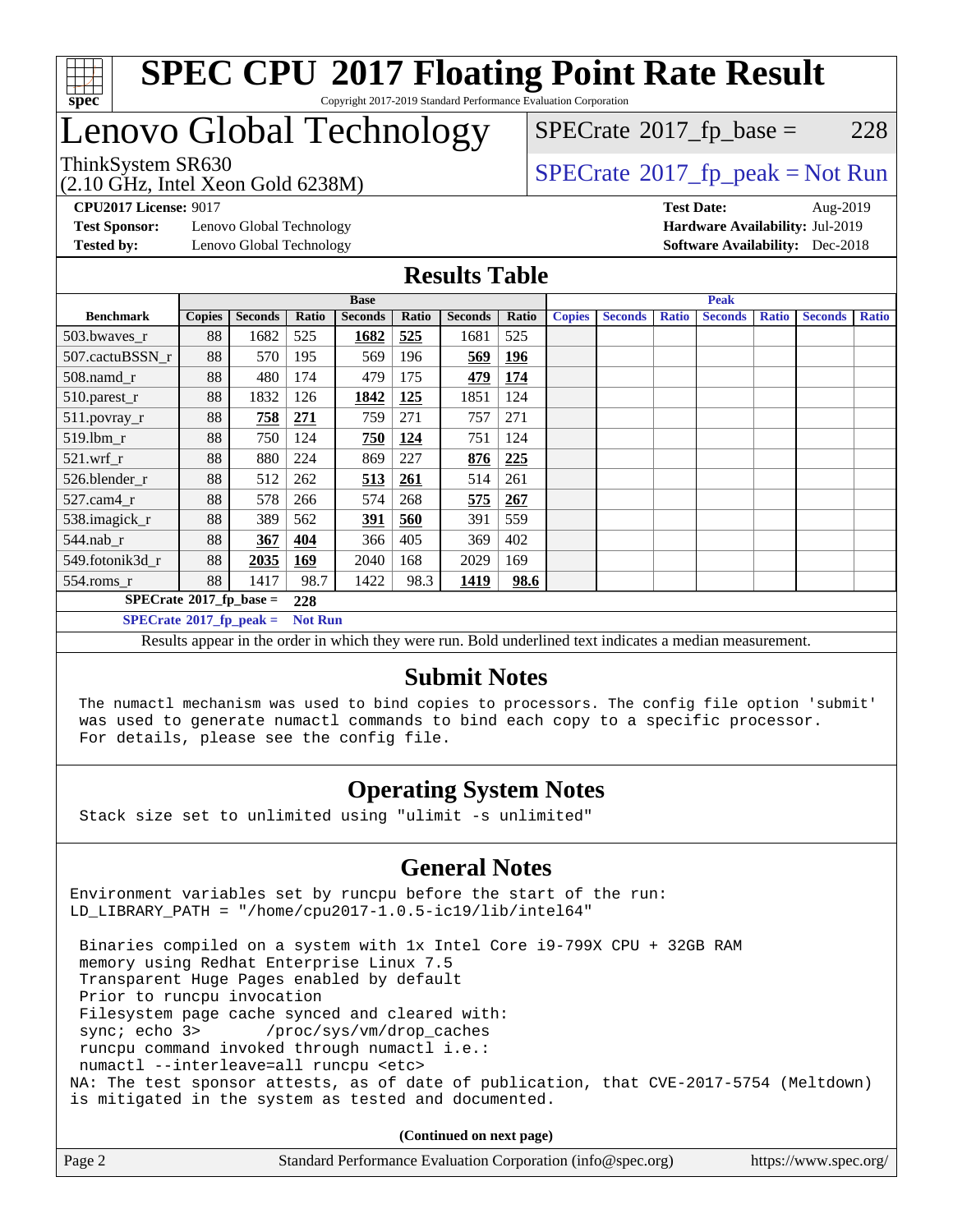# SPEC CPU 2017 Floating Point Rate Result

Copyright 2017-2019 Standard Performance Evaluation Corporation

# Lenovo Global Technology

ThinkSystem SR630
(2.10 GHz, Intel Xeon Gold 6238M)

SPECrate 2017_fp_base = 228

SPECrate 2017_fp_peak = Not Run

**CPU2017 License:** 9017
**Test Sponsor:** Lenovo Global Technology
**Tested by:** Lenovo Global Technology
**Test Date:** Aug-2019
**Hardware Availability:** Jul-2019
**Software Availability:** Dec-2018

## Results Table

| | Base | | | | | | | Peak | | | | | | |
|---|---|---|---|---|---|---|---|---|---|---|---|---|---|---|
| **Benchmark** | **Copies** | **Seconds** | **Ratio** | **Seconds** | **Ratio** | **Seconds** | **Ratio** | **Copies** | **Seconds** | **Ratio** | **Seconds** | **Ratio** | **Seconds** | **Ratio** |
| 503.bwaves_r | 88 | 1682 | 525 | **1682** | **525** | 1681 | 525 | | | | | | | |
| 507.cactuBSSN_r | 88 | 570 | 195 | 569 | 196 | **569** | **196** | | | | | | | |
| 508.namd_r | 88 | 480 | 174 | 479 | 175 | **479** | **174** | | | | | | | |
| 510.parest_r | 88 | 1832 | 126 | **1842** | **125** | 1851 | 124 | | | | | | | |
| 511.povray_r | 88 | **758** | **271** | 759 | 271 | 757 | 271 | | | | | | | |
| 519.lbm_r | 88 | 750 | 124 | **750** | **124** | 751 | 124 | | | | | | | |
| 521.wrf_r | 88 | 880 | 224 | 869 | 227 | **876** | **225** | | | | | | | |
| 526.blender_r | 88 | 512 | 262 | **513** | **261** | 514 | 261 | | | | | | | |
| 527.cam4_r | 88 | 578 | 266 | 574 | 268 | **575** | **267** | | | | | | | |
| 538.imagick_r | 88 | 389 | 562 | **391** | **560** | 391 | 559 | | | | | | | |
| 544.nab_r | 88 | **367** | **404** | 366 | 405 | 369 | 402 | | | | | | | |
| 549.fotonik3d_r | 88 | **2035** | **169** | 2040 | 168 | 2029 | 169 | | | | | | | |
| 554.roms_r | 88 | 1417 | 98.7 | 1422 | 98.3 | **1419** | **98.6** | | | | | | | |

**SPECrate 2017_fp_base = 228**

**SPECrate 2017_fp_peak = Not Run**

Results appear in the order in which they were run. Bold underlined text indicates a median measurement.

## Submit Notes

```
The numactl mechanism was used to bind copies to processors. The config file option 'submit'
was used to generate numactl commands to bind each copy to a specific processor.
For details, please see the config file.
```

## Operating System Notes

```
Stack size set to unlimited using "ulimit -s unlimited"
```

## General Notes

```
Environment variables set by runcpu before the start of the run:
LD_LIBRARY_PATH = "/home/cpu2017-1.0.5-ic19/lib/intel64"

 Binaries compiled on a system with 1x Intel Core i9-799X CPU + 32GB RAM
 memory using Redhat Enterprise Linux 7.5
 Transparent Huge Pages enabled by default
 Prior to runcpu invocation
 Filesystem page cache synced and cleared with:
 sync; echo 3>       /proc/sys/vm/drop_caches
 runcpu command invoked through numactl i.e.:
 numactl --interleave=all runcpu <etc>
NA: The test sponsor attests, as of date of publication, that CVE-2017-5754 (Meltdown)
is mitigated in the system as tested and documented.
```

**(Continued on next page)**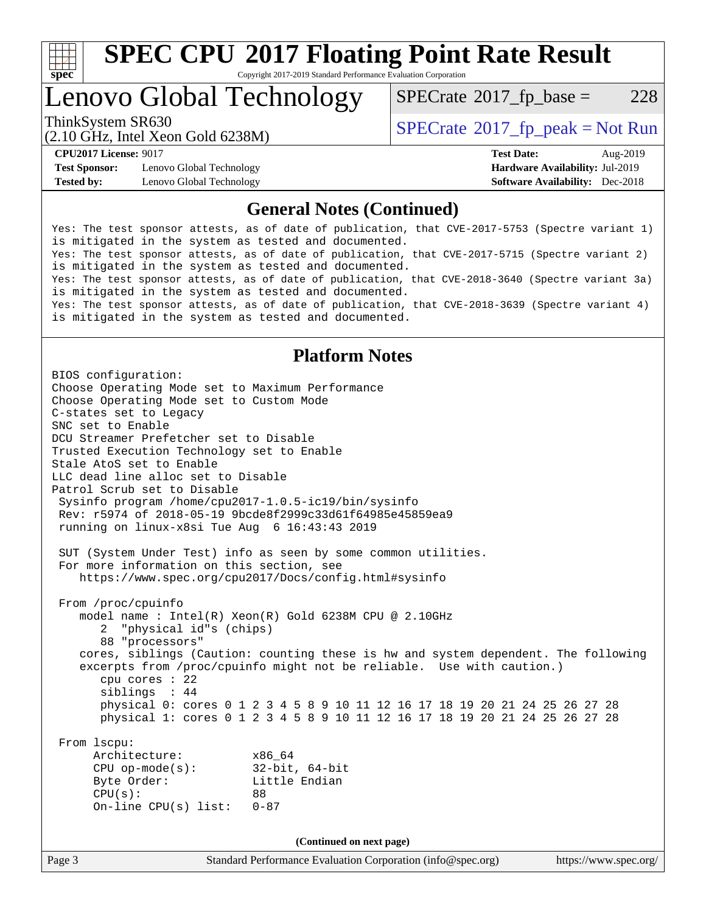# SPEC CPU 2017 Floating Point Rate Result

Copyright 2017-2019 Standard Performance Evaluation Corporation

## Lenovo Global Technology

ThinkSystem SR630
(2.10 GHz, Intel Xeon Gold 6238M)

SPECrate 2017_fp_base = 228

SPECrate 2017_fp_peak = Not Run

**CPU2017 License:** 9017
**Test Sponsor:** Lenovo Global Technology
**Tested by:** Lenovo Global Technology

**Test Date:** Aug-2019
**Hardware Availability:** Jul-2019
**Software Availability:** Dec-2018

### General Notes (Continued)

```
Yes: The test sponsor attests, as of date of publication, that CVE-2017-5753 (Spectre variant 1)
is mitigated in the system as tested and documented.
Yes: The test sponsor attests, as of date of publication, that CVE-2017-5715 (Spectre variant 2)
is mitigated in the system as tested and documented.
Yes: The test sponsor attests, as of date of publication, that CVE-2018-3640 (Spectre variant 3a)
is mitigated in the system as tested and documented.
Yes: The test sponsor attests, as of date of publication, that CVE-2018-3639 (Spectre variant 4)
is mitigated in the system as tested and documented.
```

### Platform Notes

```
BIOS configuration:
Choose Operating Mode set to Maximum Performance
Choose Operating Mode set to Custom Mode
C-states set to Legacy
SNC set to Enable
DCU Streamer Prefetcher set to Disable
Trusted Execution Technology set to Enable
Stale AtoS set to Enable
LLC dead line alloc set to Disable
Patrol Scrub set to Disable
 Sysinfo program /home/cpu2017-1.0.5-ic19/bin/sysinfo
 Rev: r5974 of 2018-05-19 9bcde8f2999c33d61f64985e45859ea9
 running on linux-x8si Tue Aug  6 16:43:43 2019

 SUT (System Under Test) info as seen by some common utilities.
 For more information on this section, see
    https://www.spec.org/cpu2017/Docs/config.html#sysinfo

 From /proc/cpuinfo
    model name : Intel(R) Xeon(R) Gold 6238M CPU @ 2.10GHz
       2  "physical id"s (chips)
       88 "processors"
    cores, siblings (Caution: counting these is hw and system dependent. The following
    excerpts from /proc/cpuinfo might not be reliable.  Use with caution.)
       cpu cores : 22
       siblings  : 44
       physical 0: cores 0 1 2 3 4 5 8 9 10 11 12 16 17 18 19 20 21 24 25 26 27 28
       physical 1: cores 0 1 2 3 4 5 8 9 10 11 12 16 17 18 19 20 21 24 25 26 27 28

 From lscpu:
      Architecture:          x86_64
      CPU op-mode(s):        32-bit, 64-bit
      Byte Order:            Little Endian
      CPU(s):                88
      On-line CPU(s) list:   0-87
```

(Continued on next page)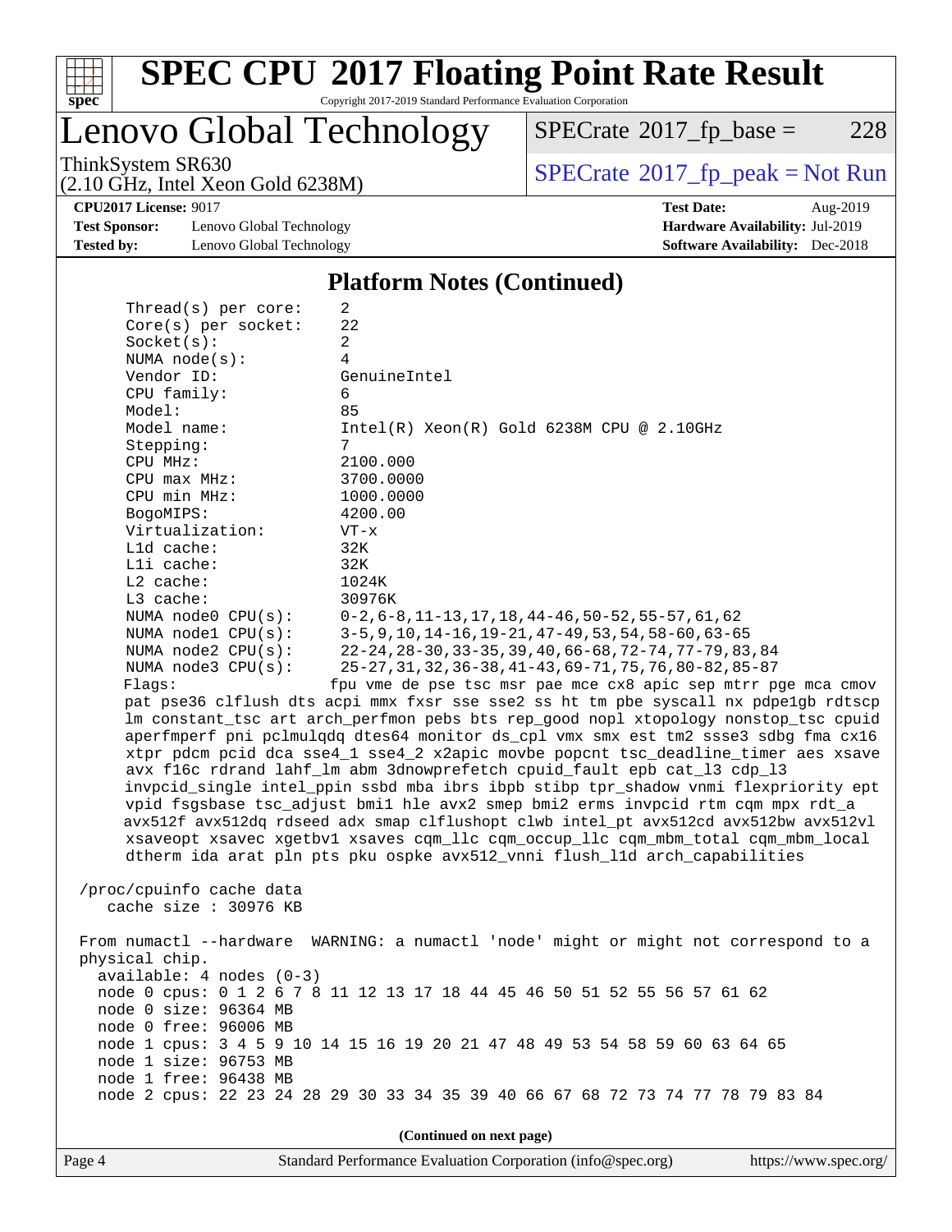## Platform Notes (Continued)

```
    Thread(s) per core:    2
    Core(s) per socket:    22
    Socket(s):             2
    NUMA node(s):          4
    Vendor ID:             GenuineIntel
    CPU family:            6
    Model:                 85
    Model name:            Intel(R) Xeon(R) Gold 6238M CPU @ 2.10GHz
    Stepping:              7
    CPU MHz:               2100.000
    CPU max MHz:           3700.0000
    CPU min MHz:           1000.0000
    BogoMIPS:              4200.00
    Virtualization:        VT-x
    L1d cache:             32K
    L1i cache:             32K
    L2 cache:              1024K
    L3 cache:              30976K
    NUMA node0 CPU(s):     0-2,6-8,11-13,17,18,44-46,50-52,55-57,61,62
    NUMA node1 CPU(s):     3-5,9,10,14-16,19-21,47-49,53,54,58-60,63-65
    NUMA node2 CPU(s):     22-24,28-30,33-35,39,40,66-68,72-74,77-79,83,84
    NUMA node3 CPU(s):     25-27,31,32,36-38,41-43,69-71,75,76,80-82,85-87
    Flags:                 fpu vme de pse tsc msr pae mce cx8 apic sep mtrr pge mca cmov
    pat pse36 clflush dts acpi mmx fxsr sse sse2 ss ht tm pbe syscall nx pdpe1gb rdtscp
    lm constant_tsc art arch_perfmon pebs bts rep_good nopl xtopology nonstop_tsc cpuid
    aperfmperf pni pclmulqdq dtes64 monitor ds_cpl vmx smx est tm2 ssse3 sdbg fma cx16
    xtpr pdcm pcid dca sse4_1 sse4_2 x2apic movbe popcnt tsc_deadline_timer aes xsave
    avx f16c rdrand lahf_lm abm 3dnowprefetch cpuid_fault epb cat_l3 cdp_l3
    invpcid_single intel_ppin ssbd mba ibrs ibpb stibp tpr_shadow vnmi flexpriority ept
    vpid fsgsbase tsc_adjust bmi1 hle avx2 smep bmi2 erms invpcid rtm cqm mpx rdt_a
    avx512f avx512dq rdseed adx smap clflushopt clwb intel_pt avx512cd avx512bw avx512vl
    xsaveopt xsavec xgetbv1 xsaves cqm_llc cqm_occup_llc cqm_mbm_total cqm_mbm_local
    dtherm ida arat pln pts pku ospke avx512_vnni flush_l1d arch_capabilities

/proc/cpuinfo cache data
   cache size : 30976 KB

From numactl --hardware  WARNING: a numactl 'node' might or might not correspond to a
physical chip.
  available: 4 nodes (0-3)
  node 0 cpus: 0 1 2 6 7 8 11 12 13 17 18 44 45 46 50 51 52 55 56 57 61 62
  node 0 size: 96364 MB
  node 0 free: 96006 MB
  node 1 cpus: 3 4 5 9 10 14 15 16 19 20 21 47 48 49 53 54 58 59 60 63 64 65
  node 1 size: 96753 MB
  node 1 free: 96438 MB
  node 2 cpus: 22 23 24 28 29 30 33 34 35 39 40 66 67 68 72 73 74 77 78 79 83 84
```

(Continued on next page)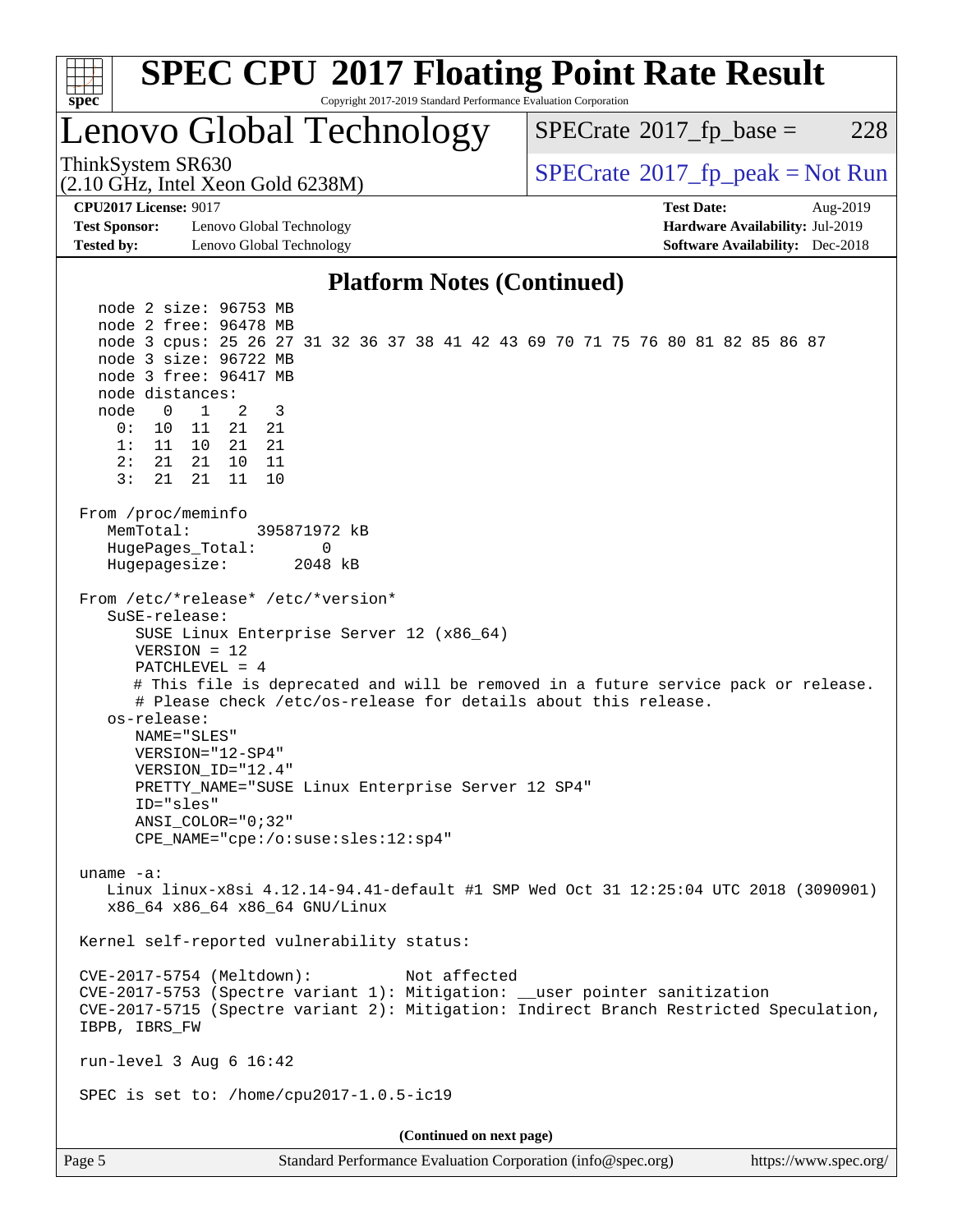## Platform Notes (Continued)

```
   node 2 size: 96753 MB
   node 2 free: 96478 MB
   node 3 cpus: 25 26 27 31 32 36 37 38 41 42 43 69 70 71 75 76 80 81 82 85 86 87
   node 3 size: 96722 MB
   node 3 free: 96417 MB
   node distances:
   node   0   1   2   3
     0:  10  11  21  21
     1:  11  10  21  21
     2:  21  21  10  11
     3:  21  21  11  10

 From /proc/meminfo
    MemTotal:       395871972 kB
    HugePages_Total:       0
    Hugepagesize:       2048 kB

 From /etc/*release* /etc/*version*
    SuSE-release:
       SUSE Linux Enterprise Server 12 (x86_64)
       VERSION = 12
       PATCHLEVEL = 4
       # This file is deprecated and will be removed in a future service pack or release.
       # Please check /etc/os-release for details about this release.
    os-release:
       NAME="SLES"
       VERSION="12-SP4"
       VERSION_ID="12.4"
       PRETTY_NAME="SUSE Linux Enterprise Server 12 SP4"
       ID="sles"
       ANSI_COLOR="0;32"
       CPE_NAME="cpe:/o:suse:sles:12:sp4"

 uname -a:
    Linux linux-x8si 4.12.14-94.41-default #1 SMP Wed Oct 31 12:25:04 UTC 2018 (3090901)
    x86_64 x86_64 x86_64 GNU/Linux

 Kernel self-reported vulnerability status:

 CVE-2017-5754 (Meltdown):          Not affected
 CVE-2017-5753 (Spectre variant 1): Mitigation: __user pointer sanitization
 CVE-2017-5715 (Spectre variant 2): Mitigation: Indirect Branch Restricted Speculation,
 IBPB, IBRS_FW

 run-level 3 Aug 6 16:42

 SPEC is set to: /home/cpu2017-1.0.5-ic19
```

**(Continued on next page)**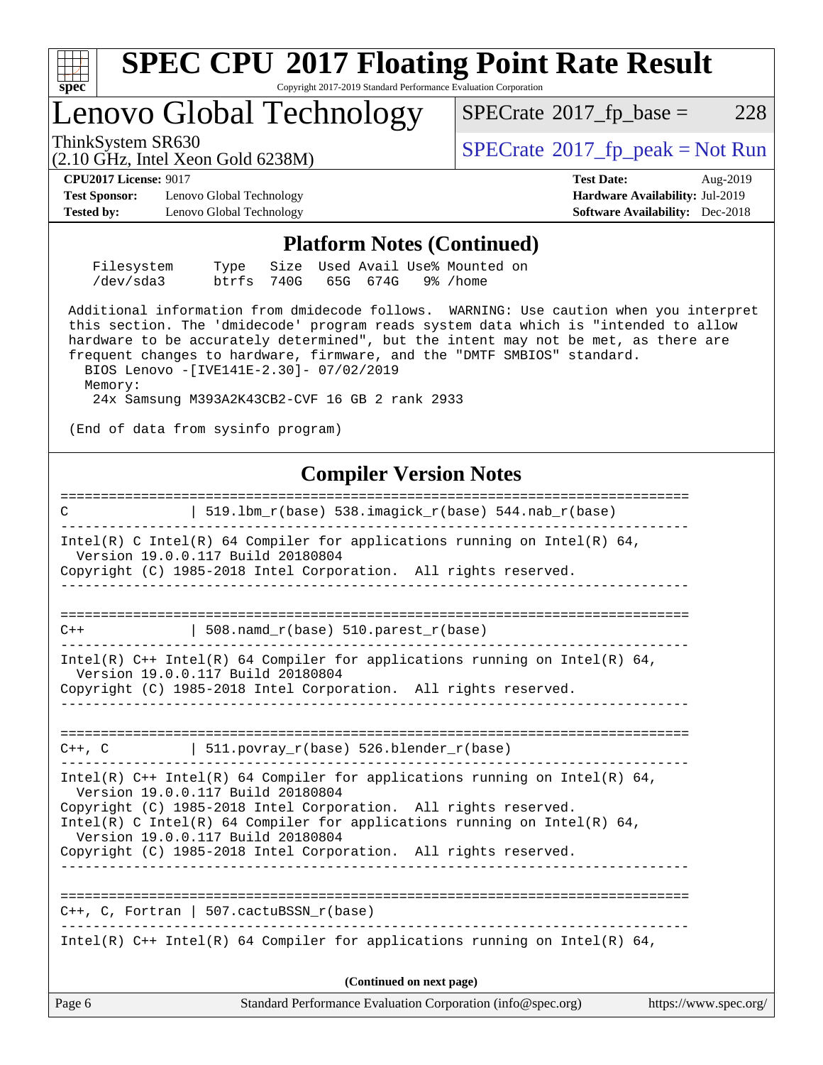# SPEC CPU 2017 Floating Point Rate Result

Copyright 2017-2019 Standard Performance Evaluation Corporation

## Lenovo Global Technology

ThinkSystem SR630
(2.10 GHz, Intel Xeon Gold 6238M)

SPECrate 2017_fp_base = 228

SPECrate 2017_fp_peak = Not Run

**CPU2017 License:** 9017
**Test Sponsor:** Lenovo Global Technology
**Tested by:** Lenovo Global Technology

**Test Date:** Aug-2019
**Hardware Availability:** Jul-2019
**Software Availability:** Dec-2018

## Platform Notes (Continued)

```
    Filesystem     Type   Size  Used Avail Use% Mounted on
    /dev/sda3      btrfs  740G   65G  674G   9% /home

 Additional information from dmidecode follows.  WARNING: Use caution when you interpret
 this section. The 'dmidecode' program reads system data which is "intended to allow
 hardware to be accurately determined", but the intent may not be met, as there are
 frequent changes to hardware, firmware, and the "DMTF SMBIOS" standard.
   BIOS Lenovo -[IVE141E-2.30]- 07/02/2019
   Memory:
    24x Samsung M393A2K43CB2-CVF 16 GB 2 rank 2933

 (End of data from sysinfo program)
```

## Compiler Version Notes

```
==============================================================================
C               | 519.lbm_r(base) 538.imagick_r(base) 544.nab_r(base)
------------------------------------------------------------------------------
Intel(R) C Intel(R) 64 Compiler for applications running on Intel(R) 64,
  Version 19.0.0.117 Build 20180804
Copyright (C) 1985-2018 Intel Corporation.  All rights reserved.
------------------------------------------------------------------------------

==============================================================================
C++             | 508.namd_r(base) 510.parest_r(base)
------------------------------------------------------------------------------
Intel(R) C++ Intel(R) 64 Compiler for applications running on Intel(R) 64,
  Version 19.0.0.117 Build 20180804
Copyright (C) 1985-2018 Intel Corporation.  All rights reserved.
------------------------------------------------------------------------------

==============================================================================
C++, C          | 511.povray_r(base) 526.blender_r(base)
------------------------------------------------------------------------------
Intel(R) C++ Intel(R) 64 Compiler for applications running on Intel(R) 64,
  Version 19.0.0.117 Build 20180804
Copyright (C) 1985-2018 Intel Corporation.  All rights reserved.
Intel(R) C Intel(R) 64 Compiler for applications running on Intel(R) 64,
  Version 19.0.0.117 Build 20180804
Copyright (C) 1985-2018 Intel Corporation.  All rights reserved.
------------------------------------------------------------------------------

==============================================================================
C++, C, Fortran | 507.cactuBSSN_r(base)
------------------------------------------------------------------------------
Intel(R) C++ Intel(R) 64 Compiler for applications running on Intel(R) 64,
```

**(Continued on next page)**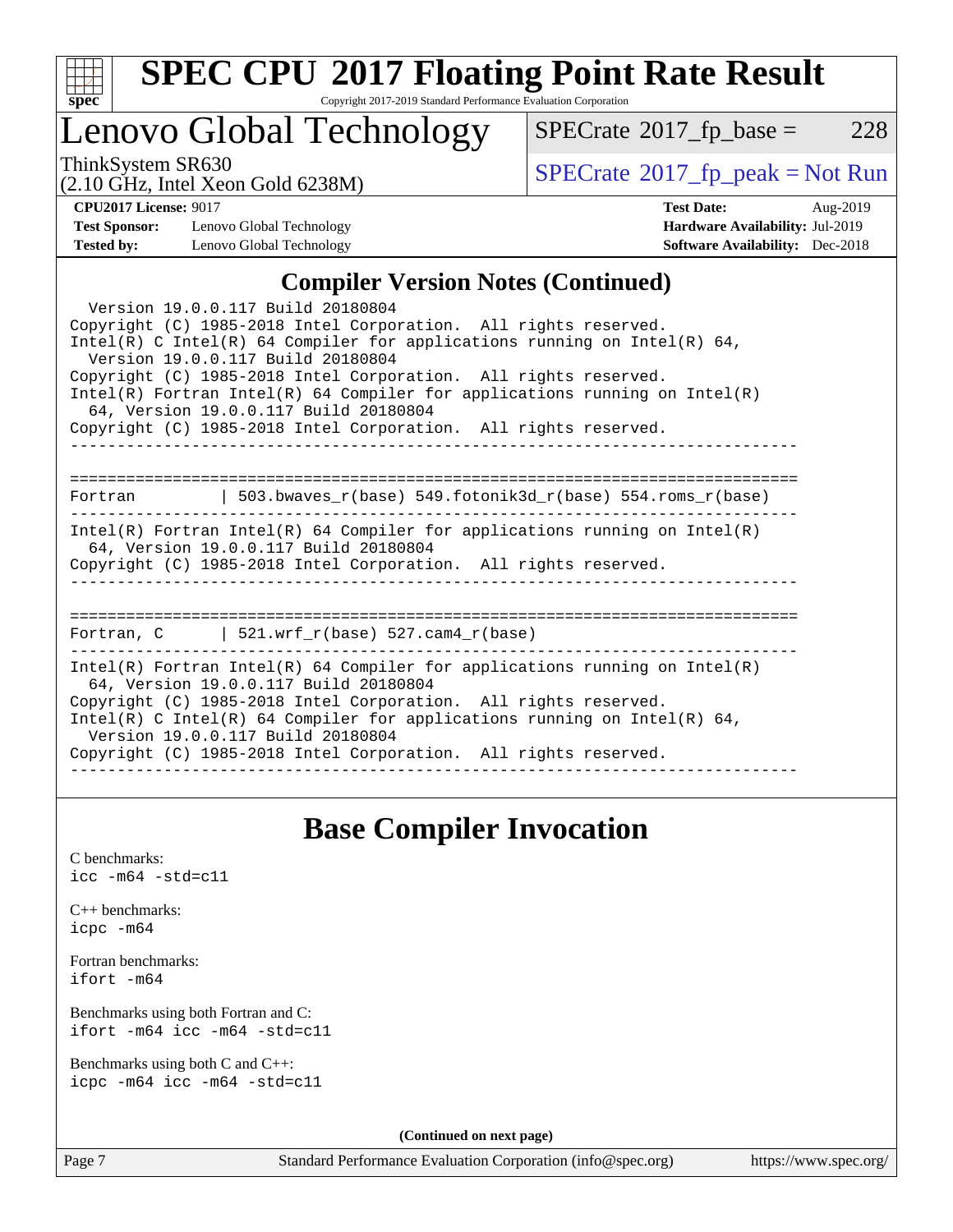## Compiler Version Notes (Continued)

```
  Version 19.0.0.117 Build 20180804
Copyright (C) 1985-2018 Intel Corporation.  All rights reserved.
Intel(R) C Intel(R) 64 Compiler for applications running on Intel(R) 64,
  Version 19.0.0.117 Build 20180804
Copyright (C) 1985-2018 Intel Corporation.  All rights reserved.
Intel(R) Fortran Intel(R) 64 Compiler for applications running on Intel(R)
  64, Version 19.0.0.117 Build 20180804
Copyright (C) 1985-2018 Intel Corporation.  All rights reserved.
------------------------------------------------------------------------------

==============================================================================
Fortran         | 503.bwaves_r(base) 549.fotonik3d_r(base) 554.roms_r(base)
------------------------------------------------------------------------------
Intel(R) Fortran Intel(R) 64 Compiler for applications running on Intel(R)
  64, Version 19.0.0.117 Build 20180804
Copyright (C) 1985-2018 Intel Corporation.  All rights reserved.
------------------------------------------------------------------------------

==============================================================================
Fortran, C      | 521.wrf_r(base) 527.cam4_r(base)
------------------------------------------------------------------------------
Intel(R) Fortran Intel(R) 64 Compiler for applications running on Intel(R)
  64, Version 19.0.0.117 Build 20180804
Copyright (C) 1985-2018 Intel Corporation.  All rights reserved.
Intel(R) C Intel(R) 64 Compiler for applications running on Intel(R) 64,
  Version 19.0.0.117 Build 20180804
Copyright (C) 1985-2018 Intel Corporation.  All rights reserved.
------------------------------------------------------------------------------
```

## Base Compiler Invocation

C benchmarks:
`icc -m64 -std=c11`

C++ benchmarks:
`icpc -m64`

Fortran benchmarks:
`ifort -m64`

Benchmarks using both Fortran and C:
`ifort -m64 icc -m64 -std=c11`

Benchmarks using both C and C++:
`icpc -m64 icc -m64 -std=c11`

**(Continued on next page)**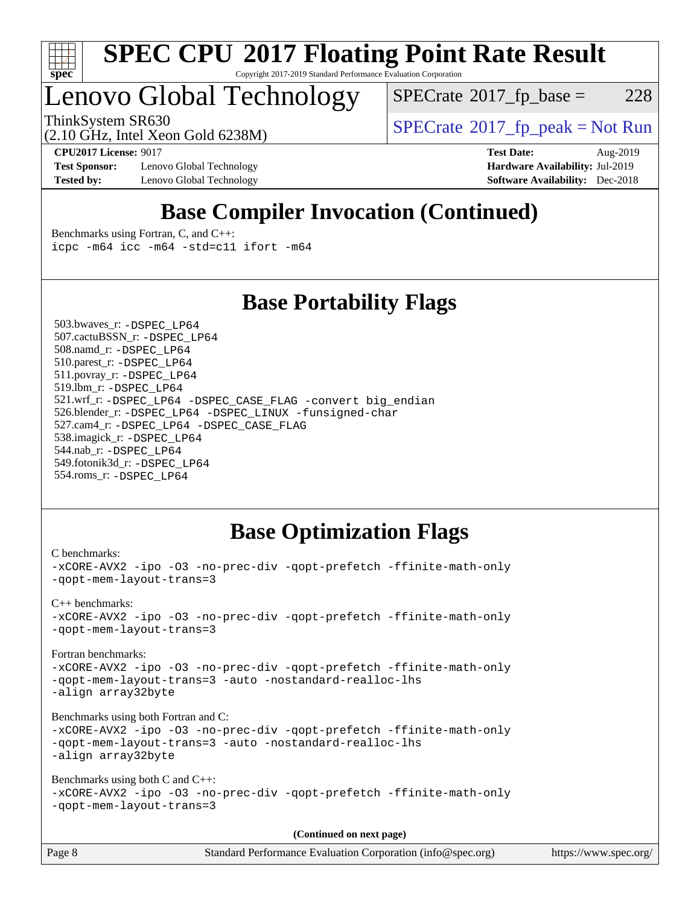# SPEC CPU 2017 Floating Point Rate Result

Copyright 2017-2019 Standard Performance Evaluation Corporation

## Lenovo Global Technology

ThinkSystem SR630
(2.10 GHz, Intel Xeon Gold 6238M)

SPECrate 2017_fp_base = 228

SPECrate 2017_fp_peak = Not Run

**CPU2017 License:** 9017
**Test Sponsor:** Lenovo Global Technology
**Tested by:** Lenovo Global Technology

**Test Date:** Aug-2019
**Hardware Availability:** Jul-2019
**Software Availability:** Dec-2018

## Base Compiler Invocation (Continued)

Benchmarks using Fortran, C, and C++:

```
icpc -m64 icc -m64 -std=c11 ifort -m64
```

## Base Portability Flags

503.bwaves_r: `-DSPEC_LP64`
507.cactuBSSN_r: `-DSPEC_LP64`
508.namd_r: `-DSPEC_LP64`
510.parest_r: `-DSPEC_LP64`
511.povray_r: `-DSPEC_LP64`
519.lbm_r: `-DSPEC_LP64`
521.wrf_r: `-DSPEC_LP64 -DSPEC_CASE_FLAG -convert big_endian`
526.blender_r: `-DSPEC_LP64 -DSPEC_LINUX -funsigned-char`
527.cam4_r: `-DSPEC_LP64 -DSPEC_CASE_FLAG`
538.imagick_r: `-DSPEC_LP64`
544.nab_r: `-DSPEC_LP64`
549.fotonik3d_r: `-DSPEC_LP64`
554.roms_r: `-DSPEC_LP64`

## Base Optimization Flags

C benchmarks:

```
-xCORE-AVX2 -ipo -O3 -no-prec-div -qopt-prefetch -ffinite-math-only
-qopt-mem-layout-trans=3
```

C++ benchmarks:

```
-xCORE-AVX2 -ipo -O3 -no-prec-div -qopt-prefetch -ffinite-math-only
-qopt-mem-layout-trans=3
```

Fortran benchmarks:

```
-xCORE-AVX2 -ipo -O3 -no-prec-div -qopt-prefetch -ffinite-math-only
-qopt-mem-layout-trans=3 -auto -nostandard-realloc-lhs
-align array32byte
```

Benchmarks using both Fortran and C:

```
-xCORE-AVX2 -ipo -O3 -no-prec-div -qopt-prefetch -ffinite-math-only
-qopt-mem-layout-trans=3 -auto -nostandard-realloc-lhs
-align array32byte
```

Benchmarks using both C and C++:

```
-xCORE-AVX2 -ipo -O3 -no-prec-div -qopt-prefetch -ffinite-math-only
-qopt-mem-layout-trans=3
```

**(Continued on next page)**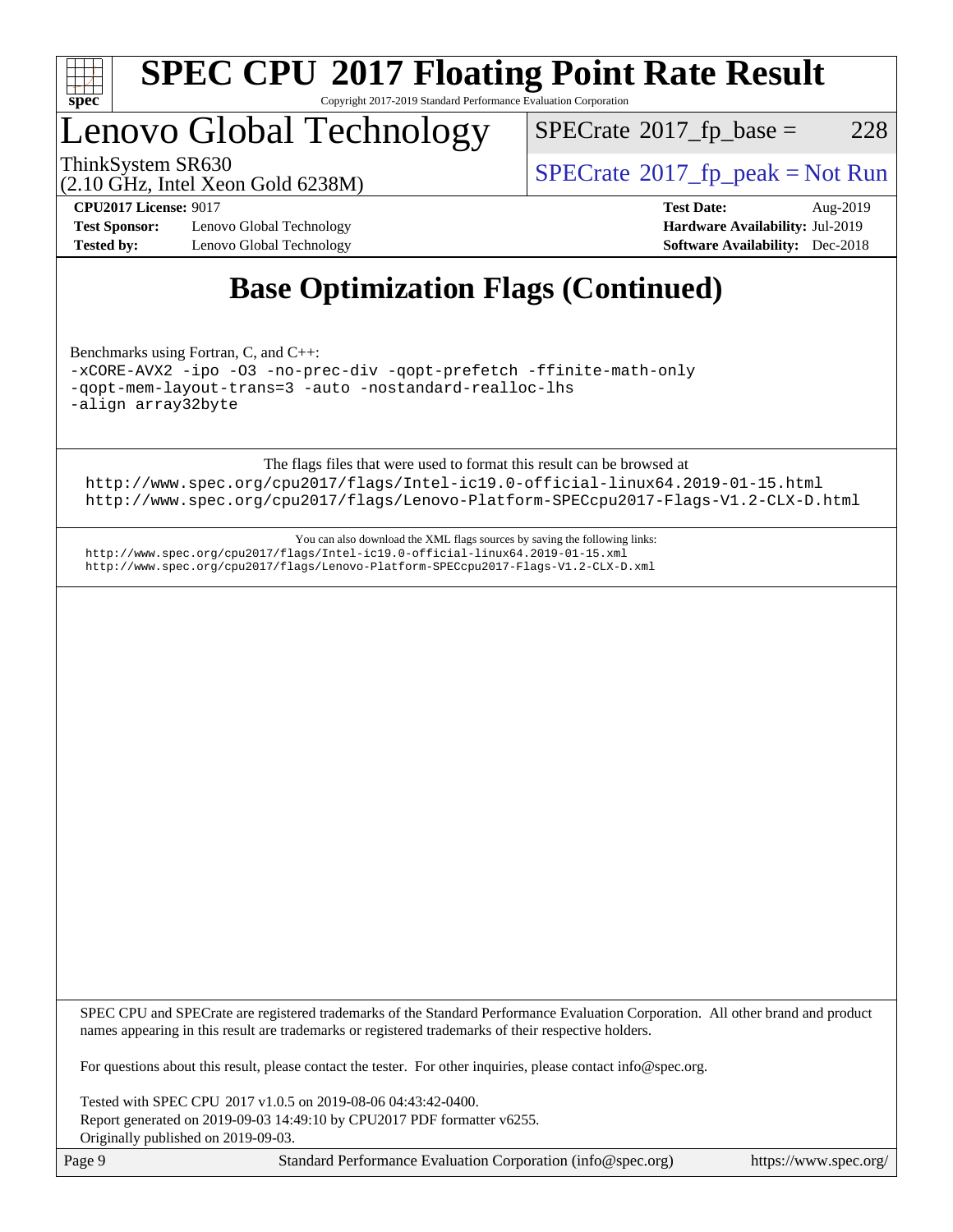## Base Optimization Flags (Continued)

Benchmarks using Fortran, C, and C++:

```
-xCORE-AVX2 -ipo -O3 -no-prec-div -qopt-prefetch -ffinite-math-only
-qopt-mem-layout-trans=3 -auto -nostandard-realloc-lhs
-align array32byte
```

The flags files that were used to format this result can be browsed at

http://www.spec.org/cpu2017/flags/Intel-ic19.0-official-linux64.2019-01-15.html
http://www.spec.org/cpu2017/flags/Lenovo-Platform-SPECcpu2017-Flags-V1.2-CLX-D.html

You can also download the XML flags sources by saving the following links:

http://www.spec.org/cpu2017/flags/Intel-ic19.0-official-linux64.2019-01-15.xml
http://www.spec.org/cpu2017/flags/Lenovo-Platform-SPECcpu2017-Flags-V1.2-CLX-D.xml

SPEC CPU and SPECrate are registered trademarks of the Standard Performance Evaluation Corporation. All other brand and product names appearing in this result are trademarks or registered trademarks of their respective holders.

For questions about this result, please contact the tester. For other inquiries, please contact info@spec.org.

Tested with SPEC CPU 2017 v1.0.5 on 2019-08-06 04:43:42-0400.
Report generated on 2019-09-03 14:49:10 by CPU2017 PDF formatter v6255.
Originally published on 2019-09-03.